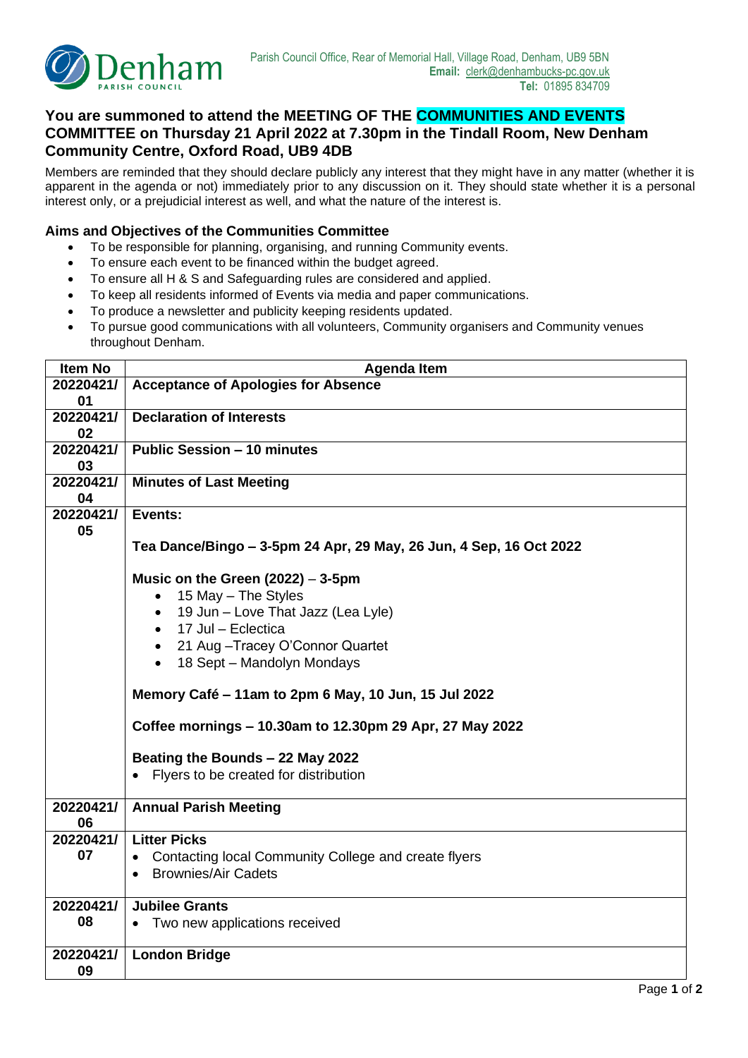Denham PARISH COUNCIL

Parish Council Office, Rear of Memorial Hall, Village Road, Denham, UB9 5BN
**Email:** clerk@denhambucks-pc.gov.uk
**Tel:** 01895 834709

## You are summoned to attend the MEETING OF THE COMMUNITIES AND EVENTS COMMITTEE on Thursday 21 April 2022 at 7.30pm in the Tindall Room, New Denham Community Centre, Oxford Road, UB9 4DB

Members are reminded that they should declare publicly any interest that they might have in any matter (whether it is apparent in the agenda or not) immediately prior to any discussion on it. They should state whether it is a personal interest only, or a prejudicial interest as well, and what the nature of the interest is.

### Aims and Objectives of the Communities Committee

- To be responsible for planning, organising, and running Community events.
- To ensure each event to be financed within the budget agreed.
- To ensure all H & S and Safeguarding rules are considered and applied.
- To keep all residents informed of Events via media and paper communications.
- To produce a newsletter and publicity keeping residents updated.
- To pursue good communications with all volunteers, Community organisers and Community venues throughout Denham.

| Item No | Agenda Item |
|---|---|
| 20220421/01 | **Acceptance of Apologies for Absence** |
| 20220421/02 | **Declaration of Interests** |
| 20220421/03 | **Public Session – 10 minutes** |
| 20220421/04 | **Minutes of Last Meeting** |
| 20220421/05 | **Events:**<br><br>**Tea Dance/Bingo – 3-5pm 24 Apr, 29 May, 26 Jun, 4 Sep, 16 Oct 2022**<br><br>**Music on the Green (2022)** – **3-5pm**<br>• 15 May – The Styles<br>• 19 Jun – Love That Jazz (Lea Lyle)<br>• 17 Jul – Eclectica<br>• 21 Aug –Tracey O'Connor Quartet<br>• 18 Sept – Mandolyn Mondays<br><br>**Memory Café – 11am to 2pm 6 May, 10 Jun, 15 Jul 2022**<br><br>**Coffee mornings – 10.30am to 12.30pm 29 Apr, 27 May 2022**<br><br>**Beating the Bounds – 22 May 2022**<br>• Flyers to be created for distribution |
| 20220421/06 | **Annual Parish Meeting** |
| 20220421/07 | **Litter Picks**<br>• Contacting local Community College and create flyers<br>• Brownies/Air Cadets |
| 20220421/08 | **Jubilee Grants**<br>• Two new applications received |
| 20220421/09 | **London Bridge** |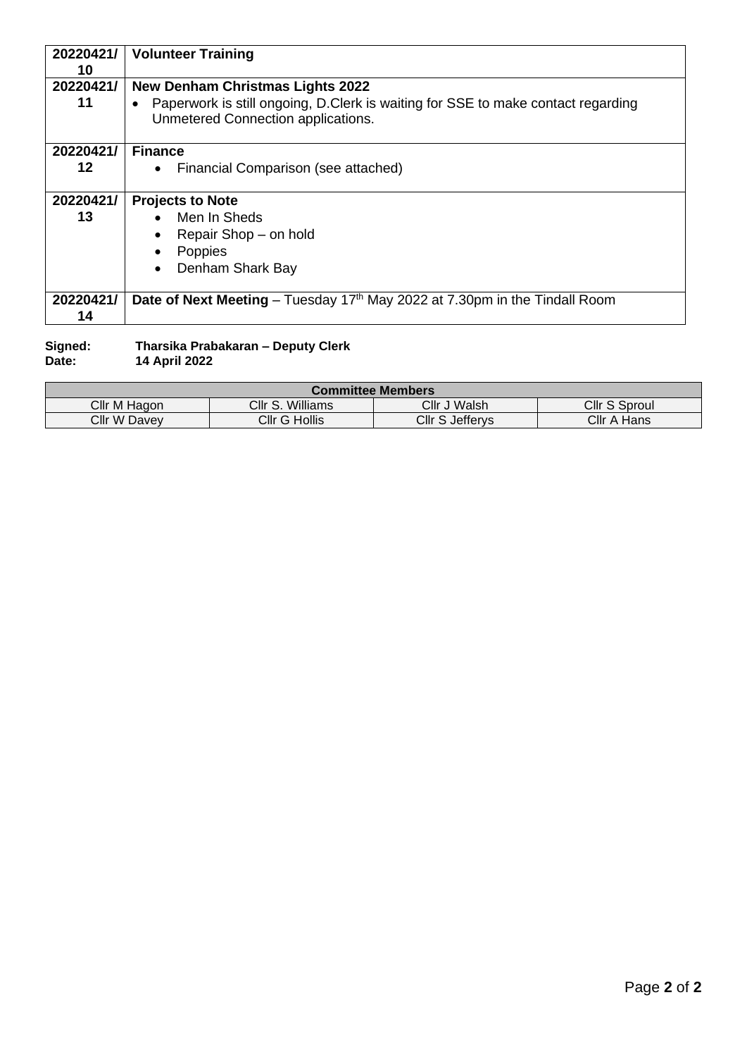| | |
|---|---|
| **20220421/ 10** | **Volunteer Training** |
| **20220421/ 11** | **New Denham Christmas Lights 2022**<br>• Paperwork is still ongoing, D.Clerk is waiting for SSE to make contact regarding Unmetered Connection applications. |
| **20220421/ 12** | **Finance**<br>• Financial Comparison (see attached) |
| **20220421/ 13** | **Projects to Note**<br>• Men In Sheds<br>• Repair Shop – on hold<br>• Poppies<br>• Denham Shark Bay |
| **20220421/ 14** | **Date of Next Meeting** – Tuesday 17th May 2022 at 7.30pm in the Tindall Room |

**Signed:** **Tharsika Prabakaran – Deputy Clerk**
**Date:** **14 April 2022**

| **Committee Members** | | | |
|---|---|---|---|
| Cllr M Hagon | Cllr S. Williams | Cllr J Walsh | Cllr S Sproul |
| Cllr W Davey | Cllr G Hollis | Cllr S Jefferys | Cllr A Hans |